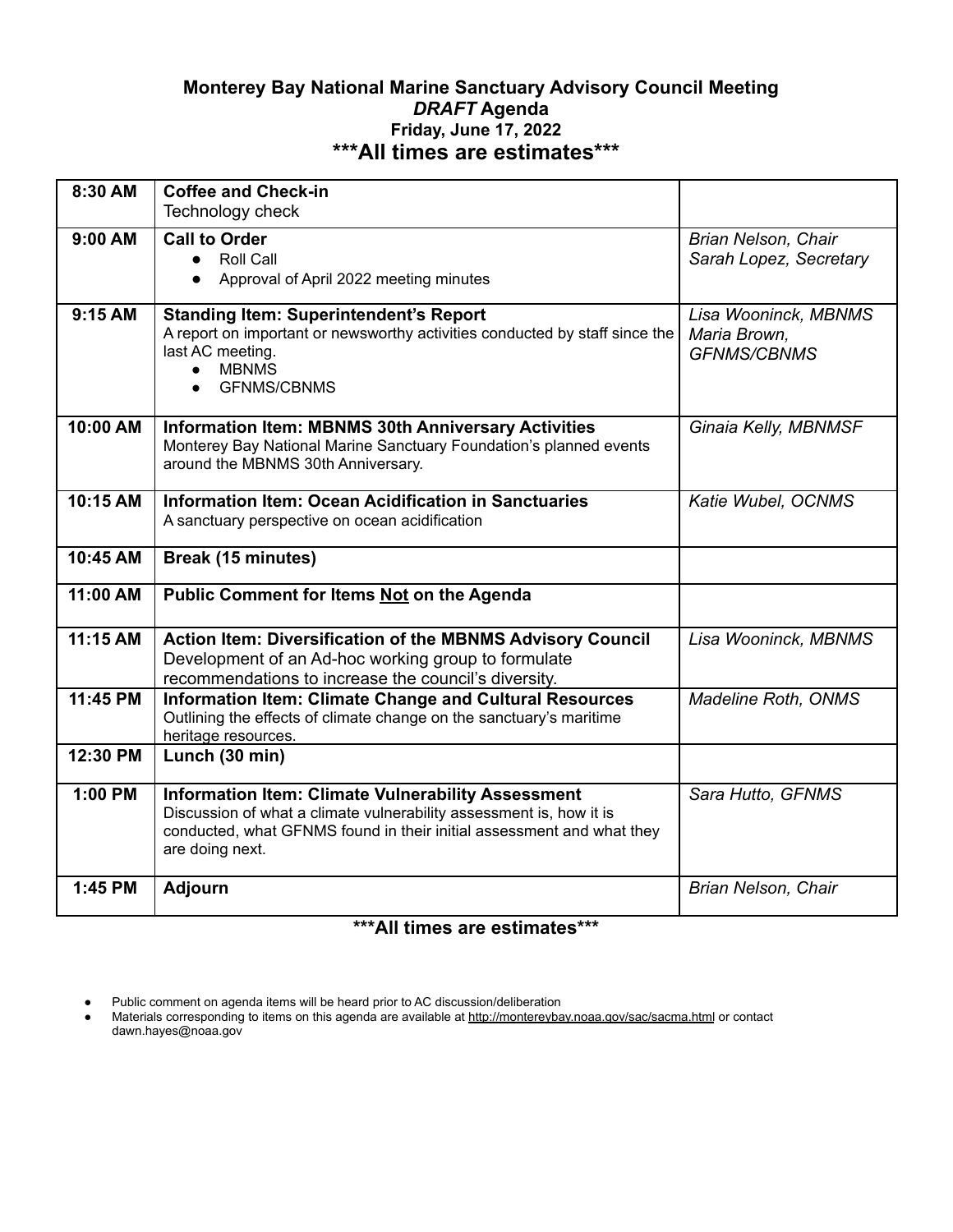**Monterey Bay National Marine Sanctuary Advisory Council Meeting**
***DRAFT* Agenda**
**Friday, June 17, 2022**
**\*\*\*All times are estimates\*\*\***

| Time | Item | Presenter |
|---|---|---|
| **8:30 AM** | **Coffee and Check-in**<br>Technology check | |
| **9:00 AM** | **Call to Order**<br>• Roll Call<br>• Approval of April 2022 meeting minutes | *Brian Nelson, Chair*<br>*Sarah Lopez, Secretary* |
| **9:15 AM** | **Standing Item: Superintendent's Report**<br>A report on important or newsworthy activities conducted by staff since the last AC meeting.<br>• MBNMS<br>• GFNMS/CBNMS | *Lisa Wooninck, MBNMS*<br>*Maria Brown, GFNMS/CBNMS* |
| **10:00 AM** | **Information Item: MBNMS 30th Anniversary Activities**<br>Monterey Bay National Marine Sanctuary Foundation's planned events around the MBNMS 30th Anniversary. | *Ginaia Kelly, MBNMSF* |
| **10:15 AM** | **Information Item: Ocean Acidification in Sanctuaries**<br>A sanctuary perspective on ocean acidification | *Katie Wubel, OCNMS* |
| **10:45 AM** | **Break (15 minutes)** | |
| **11:00 AM** | **Public Comment for Items Not on the Agenda** | |
| **11:15 AM** | **Action Item: Diversification of the MBNMS Advisory Council**<br>Development of an Ad-hoc working group to formulate recommendations to increase the council's diversity. | *Lisa Wooninck, MBNMS* |
| **11:45 PM** | **Information Item: Climate Change and Cultural Resources**<br>Outlining the effects of climate change on the sanctuary's maritime heritage resources. | *Madeline Roth, ONMS* |
| **12:30 PM** | **Lunch (30 min)** | |
| **1:00 PM** | **Information Item: Climate Vulnerability Assessment**<br>Discussion of what a climate vulnerability assessment is, how it is conducted, what GFNMS found in their initial assessment and what they are doing next. | *Sara Hutto, GFNMS* |
| **1:45 PM** | **Adjourn** | *Brian Nelson, Chair* |

**\*\*\*All times are estimates\*\*\***

- Public comment on agenda items will be heard prior to AC discussion/deliberation
- Materials corresponding to items on this agenda are available at http://montereybay.noaa.gov/sac/sacma.html or contact dawn.hayes@noaa.gov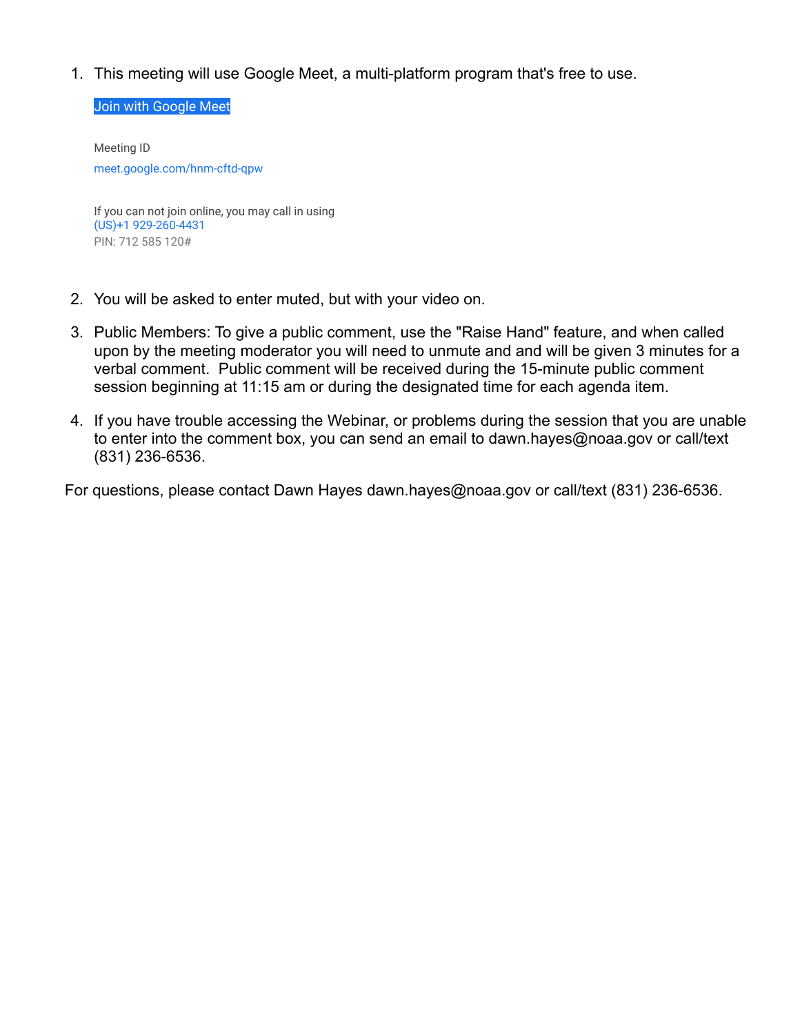1. This meeting will use Google Meet, a multi-platform program that's free to use.

   Join with Google Meet

   Meeting ID
   meet.google.com/hnm-cftd-qpw

   If you can not join online, you may call in using
   (US)+1 929-260-4431
   PIN: 712 585 120#

2. You will be asked to enter muted, but with your video on.

3. Public Members: To give a public comment, use the "Raise Hand" feature, and when called upon by the meeting moderator you will need to unmute and and will be given 3 minutes for a verbal comment. Public comment will be received during the 15-minute public comment session beginning at 11:15 am or during the designated time for each agenda item.

4. If you have trouble accessing the Webinar, or problems during the session that you are unable to enter into the comment box, you can send an email to dawn.hayes@noaa.gov or call/text (831) 236-6536.

For questions, please contact Dawn Hayes dawn.hayes@noaa.gov or call/text (831) 236-6536.